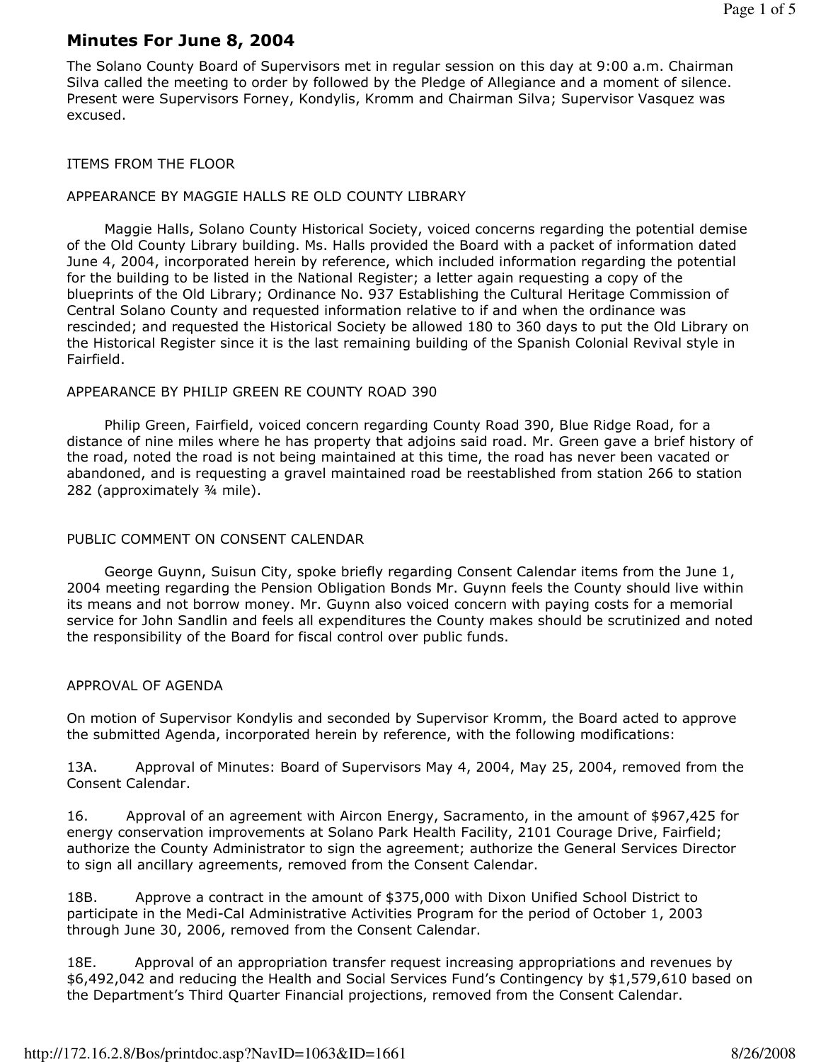# Minutes For June 8, 2004

The Solano County Board of Supervisors met in regular session on this day at 9:00 a.m. Chairman Silva called the meeting to order by followed by the Pledge of Allegiance and a moment of silence. Present were Supervisors Forney, Kondylis, Kromm and Chairman Silva; Supervisor Vasquez was excused.

ITEMS FROM THE FLOOR

APPEARANCE BY MAGGIE HALLS RE OLD COUNTY LIBRARY

Maggie Halls, Solano County Historical Society, voiced concerns regarding the potential demise of the Old County Library building. Ms. Halls provided the Board with a packet of information dated June 4, 2004, incorporated herein by reference, which included information regarding the potential for the building to be listed in the National Register; a letter again requesting a copy of the blueprints of the Old Library; Ordinance No. 937 Establishing the Cultural Heritage Commission of Central Solano County and requested information relative to if and when the ordinance was rescinded; and requested the Historical Society be allowed 180 to 360 days to put the Old Library on the Historical Register since it is the last remaining building of the Spanish Colonial Revival style in Fairfield.

APPEARANCE BY PHILIP GREEN RE COUNTY ROAD 390

Philip Green, Fairfield, voiced concern regarding County Road 390, Blue Ridge Road, for a distance of nine miles where he has property that adjoins said road. Mr. Green gave a brief history of the road, noted the road is not being maintained at this time, the road has never been vacated or abandoned, and is requesting a gravel maintained road be reestablished from station 266 to station 282 (approximately ¾ mile).

PUBLIC COMMENT ON CONSENT CALENDAR

George Guynn, Suisun City, spoke briefly regarding Consent Calendar items from the June 1, 2004 meeting regarding the Pension Obligation Bonds Mr. Guynn feels the County should live within its means and not borrow money. Mr. Guynn also voiced concern with paying costs for a memorial service for John Sandlin and feels all expenditures the County makes should be scrutinized and noted the responsibility of the Board for fiscal control over public funds.

APPROVAL OF AGENDA

On motion of Supervisor Kondylis and seconded by Supervisor Kromm, the Board acted to approve the submitted Agenda, incorporated herein by reference, with the following modifications:

13A. Approval of Minutes: Board of Supervisors May 4, 2004, May 25, 2004, removed from the Consent Calendar.

16. Approval of an agreement with Aircon Energy, Sacramento, in the amount of $967,425 for energy conservation improvements at Solano Park Health Facility, 2101 Courage Drive, Fairfield; authorize the County Administrator to sign the agreement; authorize the General Services Director to sign all ancillary agreements, removed from the Consent Calendar.

18B. Approve a contract in the amount of $375,000 with Dixon Unified School District to participate in the Medi-Cal Administrative Activities Program for the period of October 1, 2003 through June 30, 2006, removed from the Consent Calendar.

18E. Approval of an appropriation transfer request increasing appropriations and revenues by $6,492,042 and reducing the Health and Social Services Fund's Contingency by $1,579,610 based on the Department's Third Quarter Financial projections, removed from the Consent Calendar.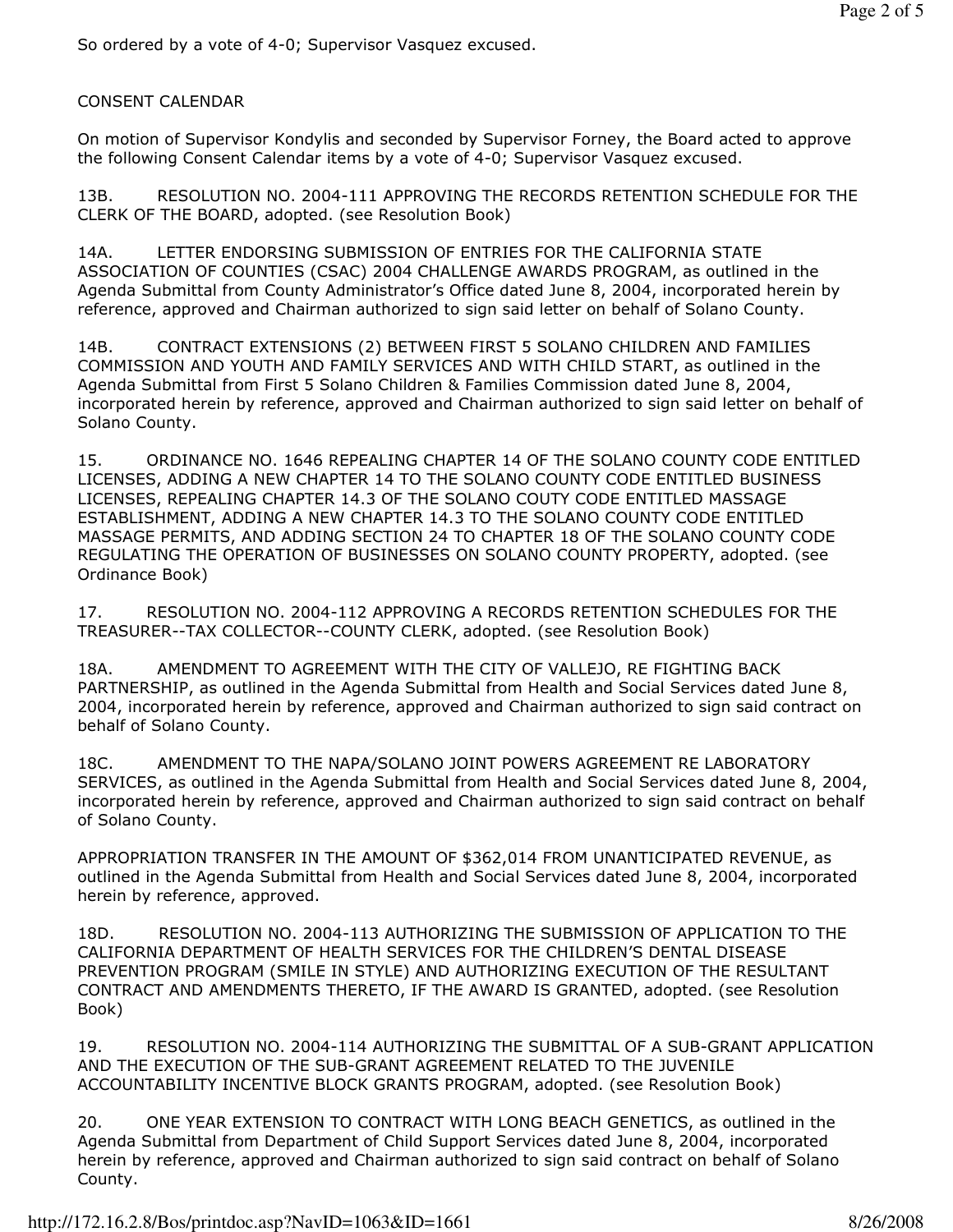So ordered by a vote of 4-0; Supervisor Vasquez excused.

CONSENT CALENDAR

On motion of Supervisor Kondylis and seconded by Supervisor Forney, the Board acted to approve the following Consent Calendar items by a vote of 4-0; Supervisor Vasquez excused.

13B. RESOLUTION NO. 2004-111 APPROVING THE RECORDS RETENTION SCHEDULE FOR THE CLERK OF THE BOARD, adopted. (see Resolution Book)

14A. LETTER ENDORSING SUBMISSION OF ENTRIES FOR THE CALIFORNIA STATE ASSOCIATION OF COUNTIES (CSAC) 2004 CHALLENGE AWARDS PROGRAM, as outlined in the Agenda Submittal from County Administrator's Office dated June 8, 2004, incorporated herein by reference, approved and Chairman authorized to sign said letter on behalf of Solano County.

14B. CONTRACT EXTENSIONS (2) BETWEEN FIRST 5 SOLANO CHILDREN AND FAMILIES COMMISSION AND YOUTH AND FAMILY SERVICES AND WITH CHILD START, as outlined in the Agenda Submittal from First 5 Solano Children & Families Commission dated June 8, 2004, incorporated herein by reference, approved and Chairman authorized to sign said letter on behalf of Solano County.

15. ORDINANCE NO. 1646 REPEALING CHAPTER 14 OF THE SOLANO COUNTY CODE ENTITLED LICENSES, ADDING A NEW CHAPTER 14 TO THE SOLANO COUNTY CODE ENTITLED BUSINESS LICENSES, REPEALING CHAPTER 14.3 OF THE SOLANO COUTY CODE ENTITLED MASSAGE ESTABLISHMENT, ADDING A NEW CHAPTER 14.3 TO THE SOLANO COUNTY CODE ENTITLED MASSAGE PERMITS, AND ADDING SECTION 24 TO CHAPTER 18 OF THE SOLANO COUNTY CODE REGULATING THE OPERATION OF BUSINESSES ON SOLANO COUNTY PROPERTY, adopted. (see Ordinance Book)

17. RESOLUTION NO. 2004-112 APPROVING A RECORDS RETENTION SCHEDULES FOR THE TREASURER--TAX COLLECTOR--COUNTY CLERK, adopted. (see Resolution Book)

18A. AMENDMENT TO AGREEMENT WITH THE CITY OF VALLEJO, RE FIGHTING BACK PARTNERSHIP, as outlined in the Agenda Submittal from Health and Social Services dated June 8, 2004, incorporated herein by reference, approved and Chairman authorized to sign said contract on behalf of Solano County.

18C. AMENDMENT TO THE NAPA/SOLANO JOINT POWERS AGREEMENT RE LABORATORY SERVICES, as outlined in the Agenda Submittal from Health and Social Services dated June 8, 2004, incorporated herein by reference, approved and Chairman authorized to sign said contract on behalf of Solano County.

APPROPRIATION TRANSFER IN THE AMOUNT OF $362,014 FROM UNANTICIPATED REVENUE, as outlined in the Agenda Submittal from Health and Social Services dated June 8, 2004, incorporated herein by reference, approved.

18D. RESOLUTION NO. 2004-113 AUTHORIZING THE SUBMISSION OF APPLICATION TO THE CALIFORNIA DEPARTMENT OF HEALTH SERVICES FOR THE CHILDREN'S DENTAL DISEASE PREVENTION PROGRAM (SMILE IN STYLE) AND AUTHORIZING EXECUTION OF THE RESULTANT CONTRACT AND AMENDMENTS THERETO, IF THE AWARD IS GRANTED, adopted. (see Resolution Book)

19. RESOLUTION NO. 2004-114 AUTHORIZING THE SUBMITTAL OF A SUB-GRANT APPLICATION AND THE EXECUTION OF THE SUB-GRANT AGREEMENT RELATED TO THE JUVENILE ACCOUNTABILITY INCENTIVE BLOCK GRANTS PROGRAM, adopted. (see Resolution Book)

20. ONE YEAR EXTENSION TO CONTRACT WITH LONG BEACH GENETICS, as outlined in the Agenda Submittal from Department of Child Support Services dated June 8, 2004, incorporated herein by reference, approved and Chairman authorized to sign said contract on behalf of Solano County.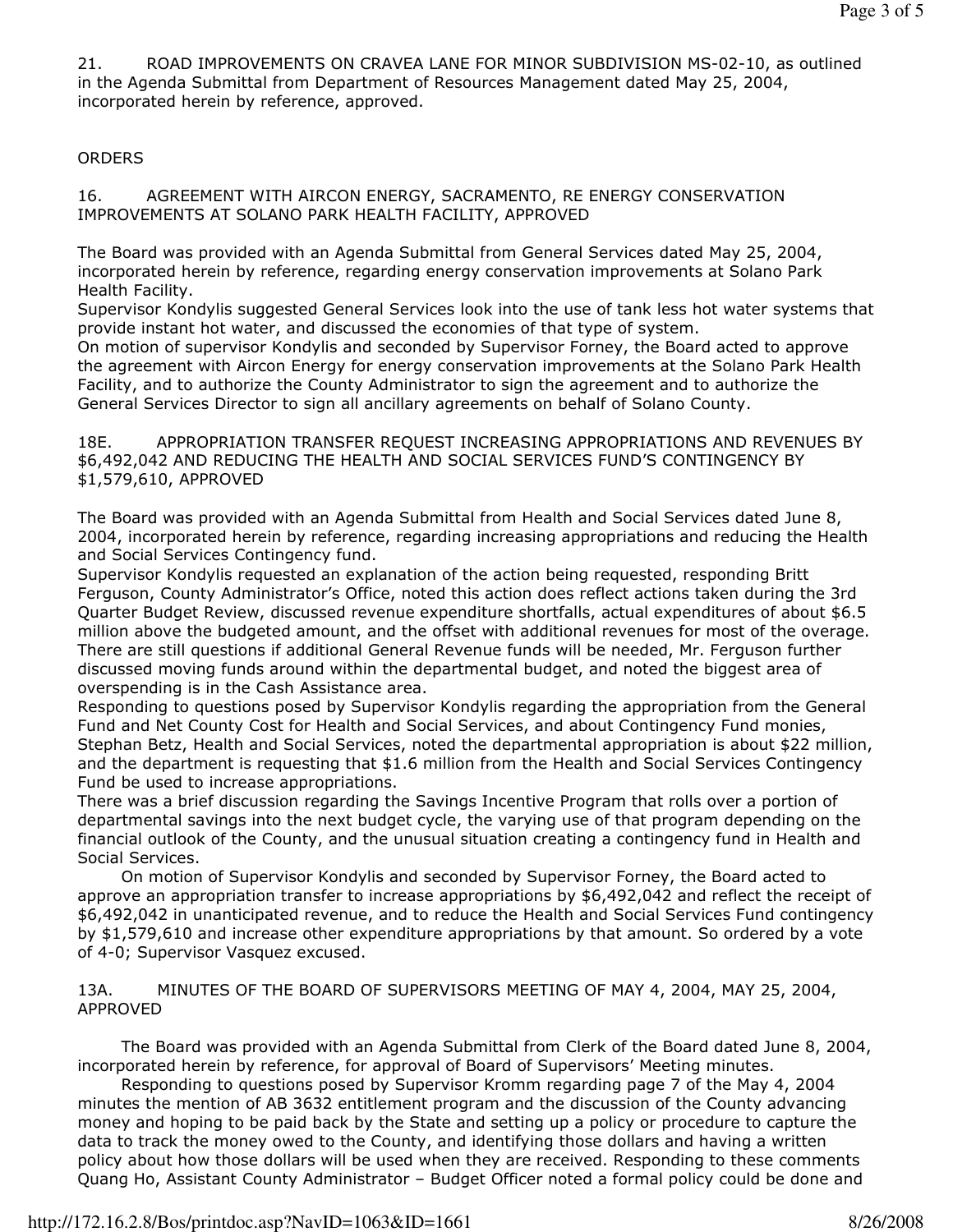21. ROAD IMPROVEMENTS ON CRAVEA LANE FOR MINOR SUBDIVISION MS-02-10, as outlined in the Agenda Submittal from Department of Resources Management dated May 25, 2004, incorporated herein by reference, approved.

ORDERS

16. AGREEMENT WITH AIRCON ENERGY, SACRAMENTO, RE ENERGY CONSERVATION IMPROVEMENTS AT SOLANO PARK HEALTH FACILITY, APPROVED

The Board was provided with an Agenda Submittal from General Services dated May 25, 2004, incorporated herein by reference, regarding energy conservation improvements at Solano Park Health Facility.

Supervisor Kondylis suggested General Services look into the use of tank less hot water systems that provide instant hot water, and discussed the economies of that type of system.

On motion of supervisor Kondylis and seconded by Supervisor Forney, the Board acted to approve the agreement with Aircon Energy for energy conservation improvements at the Solano Park Health Facility, and to authorize the County Administrator to sign the agreement and to authorize the General Services Director to sign all ancillary agreements on behalf of Solano County.

18E. APPROPRIATION TRANSFER REQUEST INCREASING APPROPRIATIONS AND REVENUES BY $6,492,042 AND REDUCING THE HEALTH AND SOCIAL SERVICES FUND'S CONTINGENCY BY $1,579,610, APPROVED

The Board was provided with an Agenda Submittal from Health and Social Services dated June 8, 2004, incorporated herein by reference, regarding increasing appropriations and reducing the Health and Social Services Contingency fund.

Supervisor Kondylis requested an explanation of the action being requested, responding Britt Ferguson, County Administrator's Office, noted this action does reflect actions taken during the 3rd Quarter Budget Review, discussed revenue expenditure shortfalls, actual expenditures of about $6.5 million above the budgeted amount, and the offset with additional revenues for most of the overage. There are still questions if additional General Revenue funds will be needed, Mr. Ferguson further discussed moving funds around within the departmental budget, and noted the biggest area of overspending is in the Cash Assistance area.

Responding to questions posed by Supervisor Kondylis regarding the appropriation from the General Fund and Net County Cost for Health and Social Services, and about Contingency Fund monies, Stephan Betz, Health and Social Services, noted the departmental appropriation is about $22 million, and the department is requesting that $1.6 million from the Health and Social Services Contingency Fund be used to increase appropriations.

There was a brief discussion regarding the Savings Incentive Program that rolls over a portion of departmental savings into the next budget cycle, the varying use of that program depending on the financial outlook of the County, and the unusual situation creating a contingency fund in Health and Social Services.

On motion of Supervisor Kondylis and seconded by Supervisor Forney, the Board acted to approve an appropriation transfer to increase appropriations by $6,492,042 and reflect the receipt of $6,492,042 in unanticipated revenue, and to reduce the Health and Social Services Fund contingency by $1,579,610 and increase other expenditure appropriations by that amount. So ordered by a vote of 4-0; Supervisor Vasquez excused.

13A. MINUTES OF THE BOARD OF SUPERVISORS MEETING OF MAY 4, 2004, MAY 25, 2004, APPROVED

The Board was provided with an Agenda Submittal from Clerk of the Board dated June 8, 2004, incorporated herein by reference, for approval of Board of Supervisors' Meeting minutes.

Responding to questions posed by Supervisor Kromm regarding page 7 of the May 4, 2004 minutes the mention of AB 3632 entitlement program and the discussion of the County advancing money and hoping to be paid back by the State and setting up a policy or procedure to capture the data to track the money owed to the County, and identifying those dollars and having a written policy about how those dollars will be used when they are received. Responding to these comments Quang Ho, Assistant County Administrator – Budget Officer noted a formal policy could be done and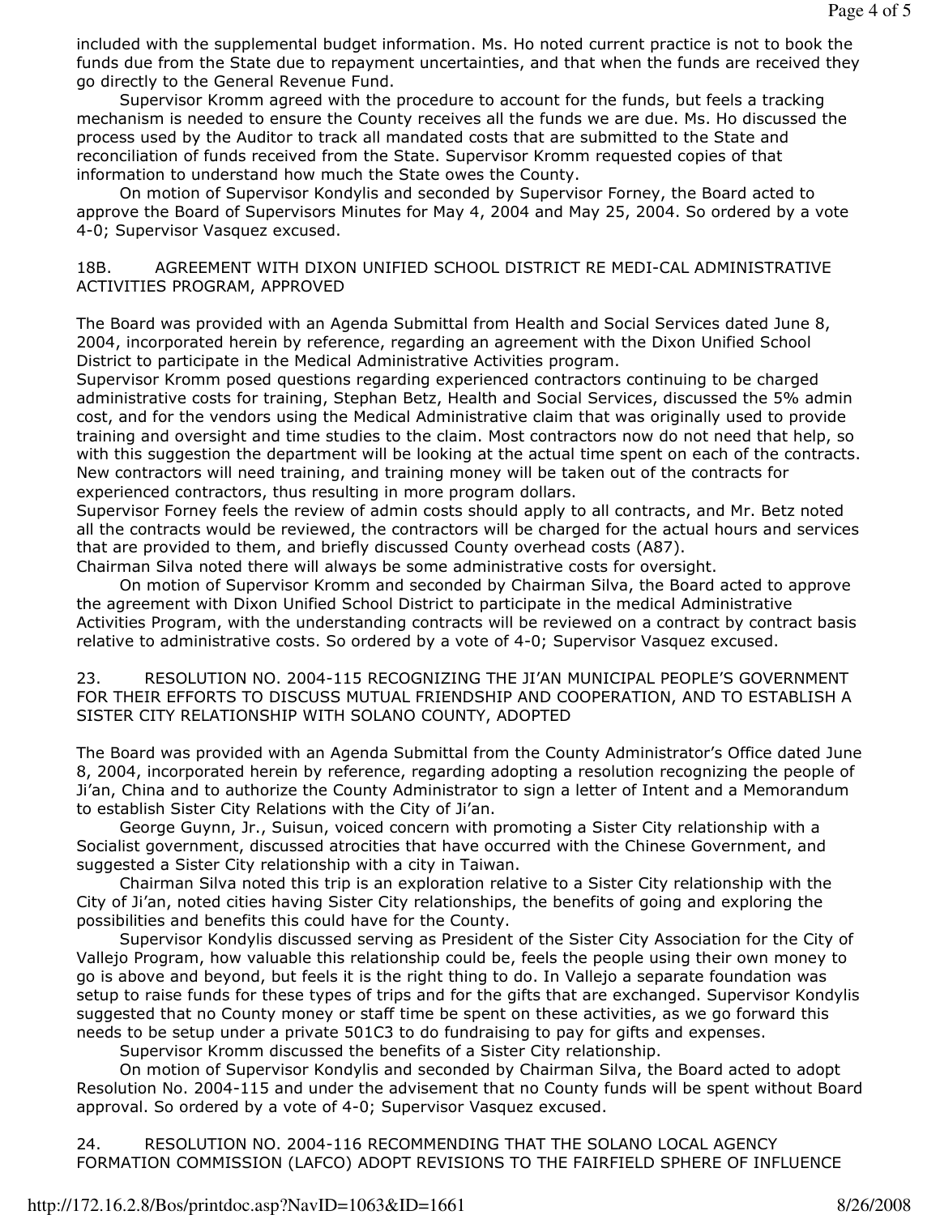included with the supplemental budget information. Ms. Ho noted current practice is not to book the funds due from the State due to repayment uncertainties, and that when the funds are received they go directly to the General Revenue Fund.

Supervisor Kromm agreed with the procedure to account for the funds, but feels a tracking mechanism is needed to ensure the County receives all the funds we are due. Ms. Ho discussed the process used by the Auditor to track all mandated costs that are submitted to the State and reconciliation of funds received from the State. Supervisor Kromm requested copies of that information to understand how much the State owes the County.

On motion of Supervisor Kondylis and seconded by Supervisor Forney, the Board acted to approve the Board of Supervisors Minutes for May 4, 2004 and May 25, 2004. So ordered by a vote 4-0; Supervisor Vasquez excused.

18B. AGREEMENT WITH DIXON UNIFIED SCHOOL DISTRICT RE MEDI-CAL ADMINISTRATIVE ACTIVITIES PROGRAM, APPROVED

The Board was provided with an Agenda Submittal from Health and Social Services dated June 8, 2004, incorporated herein by reference, regarding an agreement with the Dixon Unified School District to participate in the Medical Administrative Activities program.

Supervisor Kromm posed questions regarding experienced contractors continuing to be charged administrative costs for training, Stephan Betz, Health and Social Services, discussed the 5% admin cost, and for the vendors using the Medical Administrative claim that was originally used to provide training and oversight and time studies to the claim. Most contractors now do not need that help, so with this suggestion the department will be looking at the actual time spent on each of the contracts. New contractors will need training, and training money will be taken out of the contracts for experienced contractors, thus resulting in more program dollars.

Supervisor Forney feels the review of admin costs should apply to all contracts, and Mr. Betz noted all the contracts would be reviewed, the contractors will be charged for the actual hours and services that are provided to them, and briefly discussed County overhead costs (A87).

Chairman Silva noted there will always be some administrative costs for oversight.

On motion of Supervisor Kromm and seconded by Chairman Silva, the Board acted to approve the agreement with Dixon Unified School District to participate in the medical Administrative Activities Program, with the understanding contracts will be reviewed on a contract by contract basis relative to administrative costs. So ordered by a vote of 4-0; Supervisor Vasquez excused.

23. RESOLUTION NO. 2004-115 RECOGNIZING THE JI'AN MUNICIPAL PEOPLE'S GOVERNMENT FOR THEIR EFFORTS TO DISCUSS MUTUAL FRIENDSHIP AND COOPERATION, AND TO ESTABLISH A SISTER CITY RELATIONSHIP WITH SOLANO COUNTY, ADOPTED

The Board was provided with an Agenda Submittal from the County Administrator's Office dated June 8, 2004, incorporated herein by reference, regarding adopting a resolution recognizing the people of Ji'an, China and to authorize the County Administrator to sign a letter of Intent and a Memorandum to establish Sister City Relations with the City of Ji'an.

George Guynn, Jr., Suisun, voiced concern with promoting a Sister City relationship with a Socialist government, discussed atrocities that have occurred with the Chinese Government, and suggested a Sister City relationship with a city in Taiwan.

Chairman Silva noted this trip is an exploration relative to a Sister City relationship with the City of Ji'an, noted cities having Sister City relationships, the benefits of going and exploring the possibilities and benefits this could have for the County.

Supervisor Kondylis discussed serving as President of the Sister City Association for the City of Vallejo Program, how valuable this relationship could be, feels the people using their own money to go is above and beyond, but feels it is the right thing to do. In Vallejo a separate foundation was setup to raise funds for these types of trips and for the gifts that are exchanged. Supervisor Kondylis suggested that no County money or staff time be spent on these activities, as we go forward this needs to be setup under a private 501C3 to do fundraising to pay for gifts and expenses.

Supervisor Kromm discussed the benefits of a Sister City relationship.

On motion of Supervisor Kondylis and seconded by Chairman Silva, the Board acted to adopt Resolution No. 2004-115 and under the advisement that no County funds will be spent without Board approval. So ordered by a vote of 4-0; Supervisor Vasquez excused.

24. RESOLUTION NO. 2004-116 RECOMMENDING THAT THE SOLANO LOCAL AGENCY FORMATION COMMISSION (LAFCO) ADOPT REVISIONS TO THE FAIRFIELD SPHERE OF INFLUENCE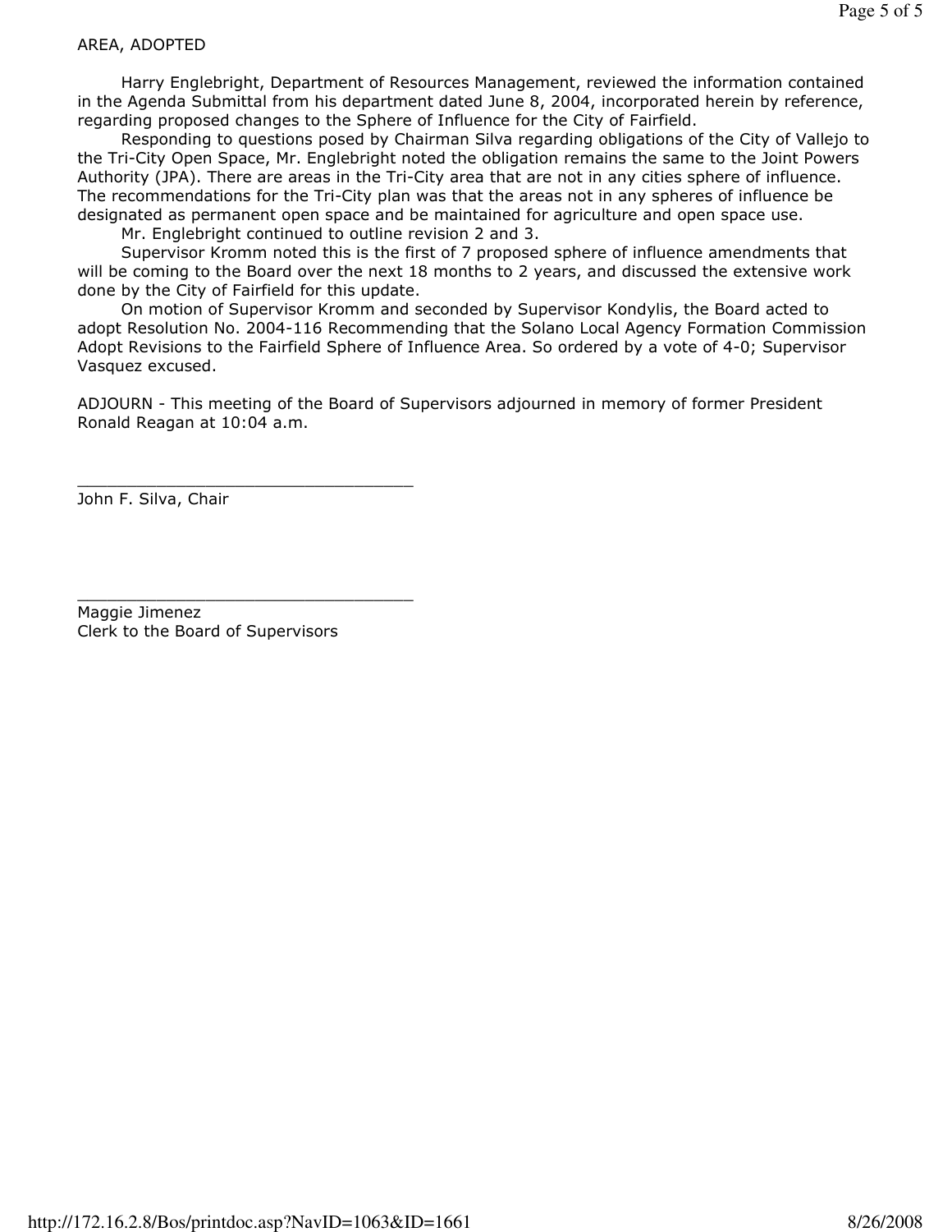AREA, ADOPTED

Harry Englebright, Department of Resources Management, reviewed the information contained in the Agenda Submittal from his department dated June 8, 2004, incorporated herein by reference, regarding proposed changes to the Sphere of Influence for the City of Fairfield.

Responding to questions posed by Chairman Silva regarding obligations of the City of Vallejo to the Tri-City Open Space, Mr. Englebright noted the obligation remains the same to the Joint Powers Authority (JPA). There are areas in the Tri-City area that are not in any cities sphere of influence. The recommendations for the Tri-City plan was that the areas not in any spheres of influence be designated as permanent open space and be maintained for agriculture and open space use.

Mr. Englebright continued to outline revision 2 and 3.

Supervisor Kromm noted this is the first of 7 proposed sphere of influence amendments that will be coming to the Board over the next 18 months to 2 years, and discussed the extensive work done by the City of Fairfield for this update.

On motion of Supervisor Kromm and seconded by Supervisor Kondylis, the Board acted to adopt Resolution No. 2004-116 Recommending that the Solano Local Agency Formation Commission Adopt Revisions to the Fairfield Sphere of Influence Area. So ordered by a vote of 4-0; Supervisor Vasquez excused.

ADJOURN - This meeting of the Board of Supervisors adjourned in memory of former President Ronald Reagan at 10:04 a.m.

\_\_\_\_\_\_\_\_\_\_\_\_\_\_\_\_\_\_\_\_\_\_\_\_\_\_\_\_\_\_\_\_\_\_

John F. Silva, Chair

\_\_\_\_\_\_\_\_\_\_\_\_\_\_\_\_\_\_\_\_\_\_\_\_\_\_\_\_\_\_\_\_\_\_

Maggie Jimenez
Clerk to the Board of Supervisors